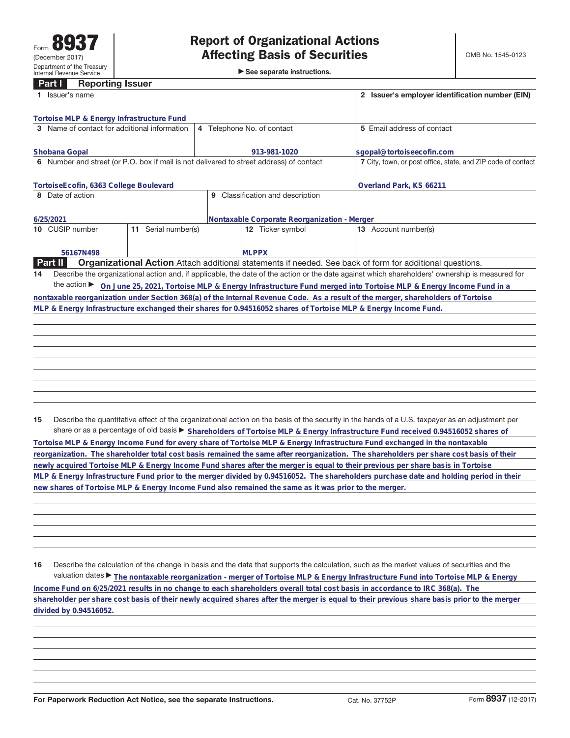Form **8937**
(December 2017)
Department of the Treasury
Internal Revenue Service

# Report of Organizational Actions Affecting Basis of Securities

▶ See separate instructions.

OMB No. 1545-0123

## Part I Reporting Issuer

| 1 Issuer's name | | | 2 Issuer's employer identification number (EIN) |
|---|---|---|---|
| Tortoise MLP & Energy Infrastructure Fund | | | |
| 3 Name of contact for additional information | 4 Telephone No. of contact | | 5 Email address of contact |
| Shobana Gopal | 913-981-1020 | | sgopal@tortoiseecofin.com |
| 6 Number and street (or P.O. box if mail is not delivered to street address) of contact | | | 7 City, town, or post office, state, and ZIP code of contact |
| TortoiseEcofin, 6363 College Boulevard | | | Overland Park, KS 66211 |
| 8 Date of action | 9 Classification and description | | |
| 6/25/2021 | Nontaxable Corporate Reorganization - Merger | | |
| 10 CUSIP number | 11 Serial number(s) | 12 Ticker symbol | 13 Account number(s) |
| 56167N498 | | MLPPX | |

## Part II Organizational Action

Attach additional statements if needed. See back of form for additional questions.

**14** Describe the organizational action and, if applicable, the date of the action or the date against which shareholders' ownership is measured for the action ▶ On June 25, 2021, Tortoise MLP & Energy Infrastructure Fund merged into Tortoise MLP & Energy Income Fund in a nontaxable reorganization under Section 368(a) of the Internal Revenue Code. As a result of the merger, shareholders of Tortoise MLP & Energy Infrastructure exchanged their shares for 0.94516052 shares of Tortoise MLP & Energy Income Fund.

**15** Describe the quantitative effect of the organizational action on the basis of the security in the hands of a U.S. taxpayer as an adjustment per share or as a percentage of old basis ▶ Shareholders of Tortoise MLP & Energy Infrastructure Fund received 0.94516052 shares of Tortoise MLP & Energy Income Fund for every share of Tortoise MLP & Energy Infrastructure Fund exchanged in the nontaxable reorganization. The shareholder total cost basis remained the same after reorganization. The shareholders per share cost basis of their newly acquired Tortoise MLP & Energy Income Fund shares after the merger is equal to their previous per share basis in Tortoise MLP & Energy Infrastructure Fund prior to the merger divided by 0.94516052. The shareholders purchase date and holding period in their new shares of Tortoise MLP & Energy Income Fund also remained the same as it was prior to the merger.

**16** Describe the calculation of the change in basis and the data that supports the calculation, such as the market values of securities and the valuation dates ▶ The nontaxable reorganization - merger of Tortoise MLP & Energy Infrastructure Fund into Tortoise MLP & Energy Income Fund on 6/25/2021 results in no change to each shareholders overall total cost basis in accordance to IRC 368(a). The shareholder per share cost basis of their newly acquired shares after the merger is equal to their previous share basis prior to the merger divided by 0.94516052.

For Paperwork Reduction Act Notice, see the separate Instructions. Cat. No. 37752P Form **8937** (12-2017)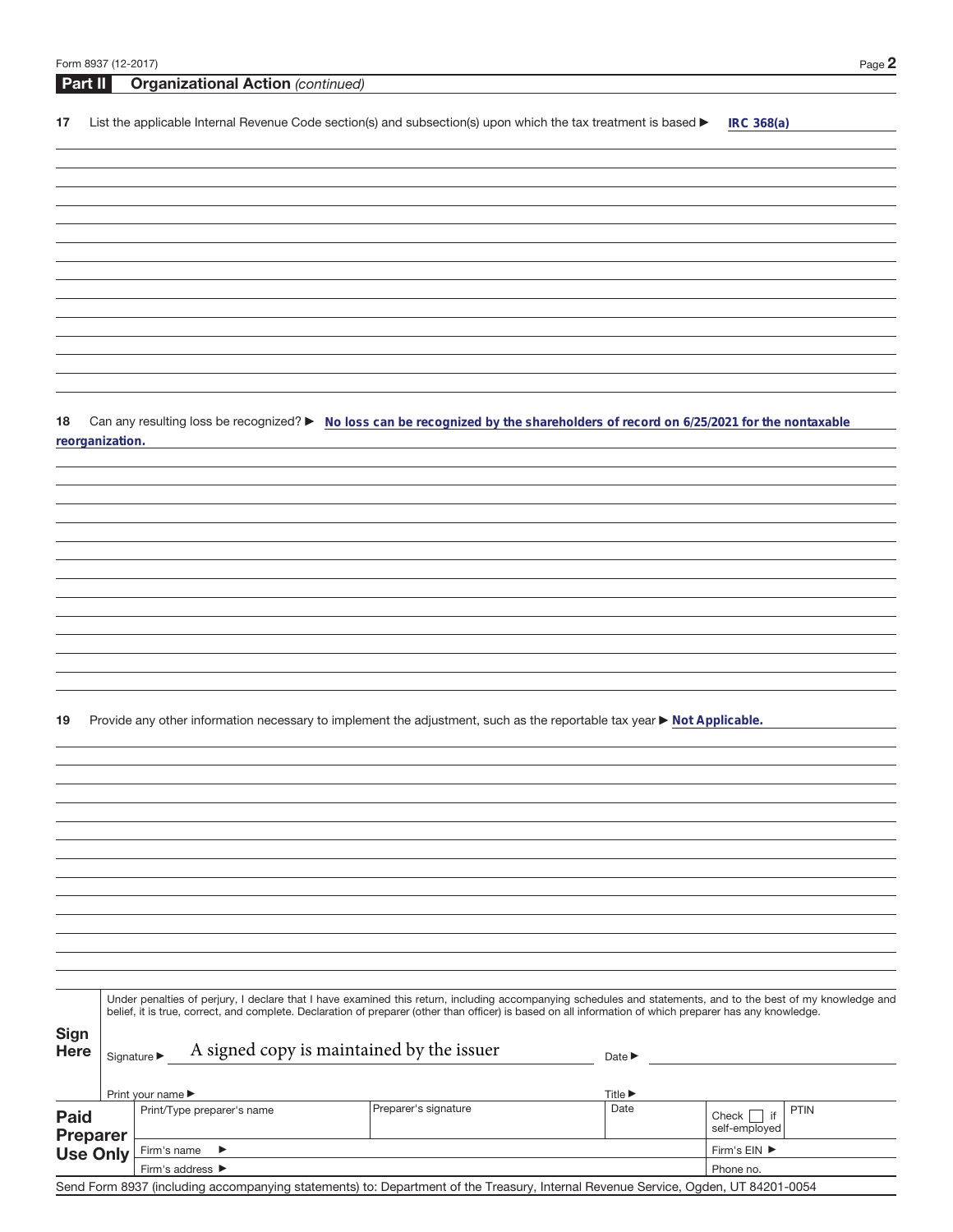Form 8937 (12-2017)

## Part II Organizational Action *(continued)*

**17** List the applicable Internal Revenue Code section(s) and subsection(s) upon which the tax treatment is based ▶ **IRC 368(a)**

**18** Can any resulting loss be recognized? ▶ **No loss can be recognized by the shareholders of record on 6/25/2021 for the nontaxable reorganization.**

**19** Provide any other information necessary to implement the adjustment, such as the reportable tax year ▶ **Not Applicable.**

### Sign Here

Under penalties of perjury, I declare that I have examined this return, including accompanying schedules and statements, and to the best of my knowledge and belief, it is true, correct, and complete. Declaration of preparer (other than officer) is based on all information of which preparer has any knowledge.

Signature ▶ A signed copy is maintained by the issuer    Date ▶

Print your name ▶    Title ▶

### Paid Preparer Use Only

| Print/Type preparer's name | Preparer's signature | Date | Check ☐ if self-employed | PTIN |
|---|---|---|---|---|
| Firm's name ▶ | | | Firm's EIN ▶ | |
| Firm's address ▶ | | | Phone no. | |

Send Form 8937 (including accompanying statements) to: Department of the Treasury, Internal Revenue Service, Ogden, UT 84201-0054